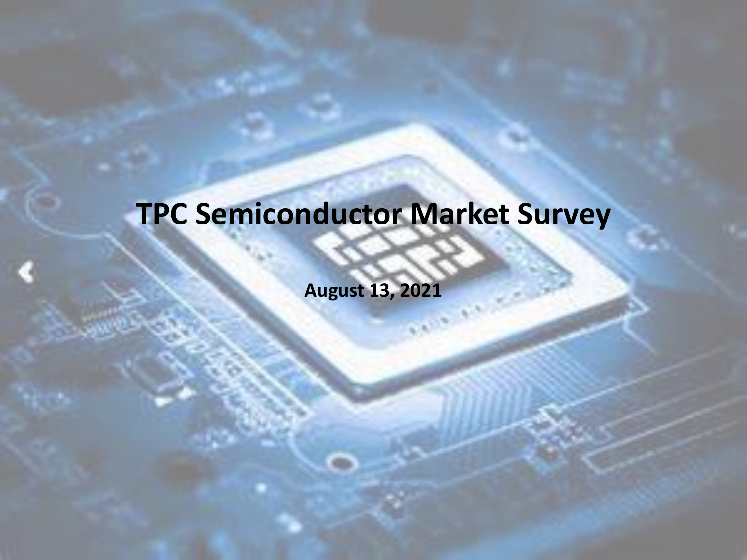# TPC Semiconductor Market Survey

**August 13, 2021**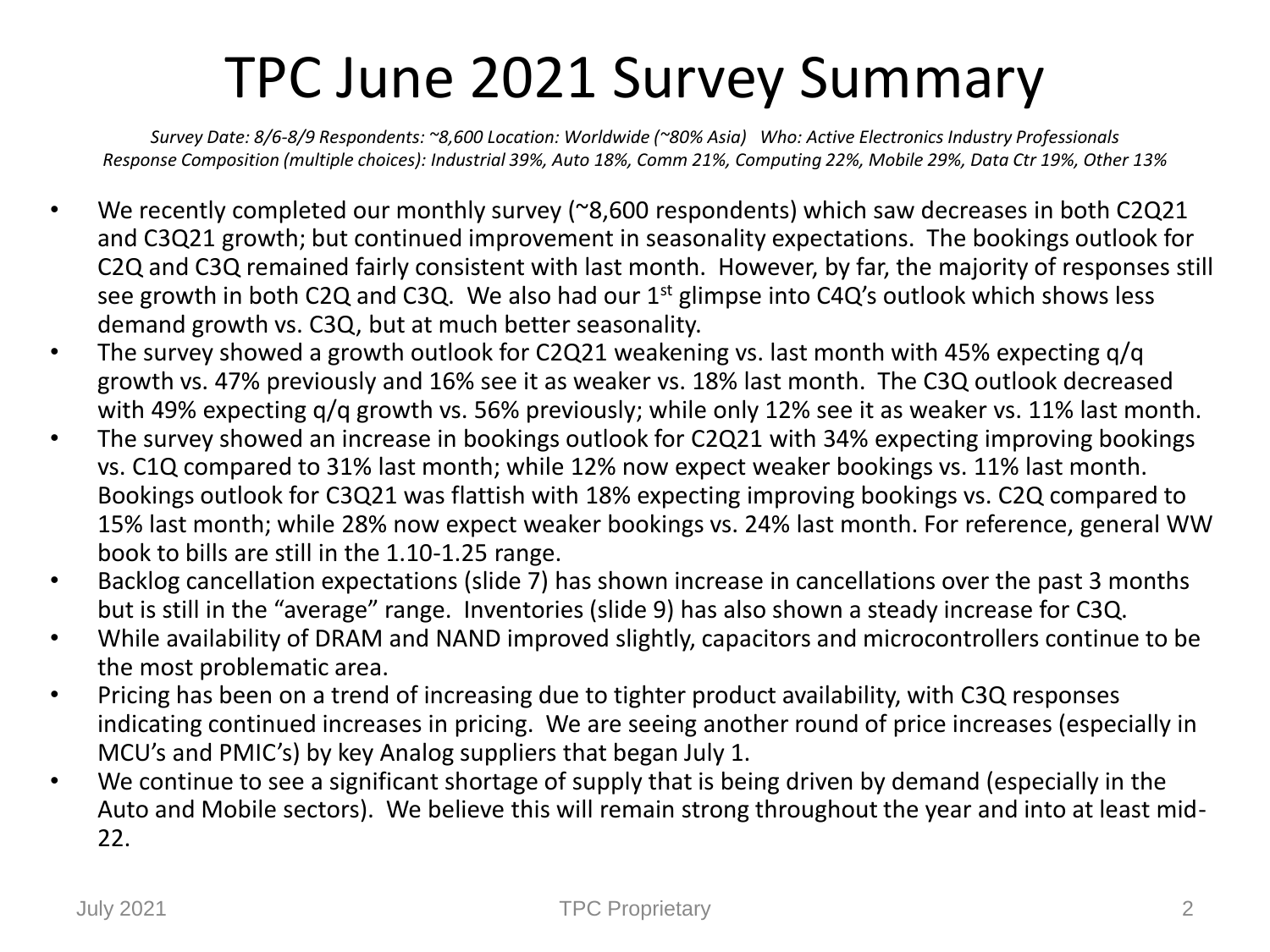# TPC June 2021 Survey Summary

*Survey Date: 8/6-8/9 Respondents: ~8,600 Location: Worldwide (~80% Asia)   Who: Active Electronics Industry Professionals*
*Response Composition (multiple choices): Industrial 39%, Auto 18%, Comm 21%, Computing 22%, Mobile 29%, Data Ctr 19%, Other 13%*

- We recently completed our monthly survey (~8,600 respondents) which saw decreases in both C2Q21 and C3Q21 growth; but continued improvement in seasonality expectations. The bookings outlook for C2Q and C3Q remained fairly consistent with last month. However, by far, the majority of responses still see growth in both C2Q and C3Q. We also had our 1st glimpse into C4Q's outlook which shows less demand growth vs. C3Q, but at much better seasonality.
- The survey showed a growth outlook for C2Q21 weakening vs. last month with 45% expecting q/q growth vs. 47% previously and 16% see it as weaker vs. 18% last month. The C3Q outlook decreased with 49% expecting q/q growth vs. 56% previously; while only 12% see it as weaker vs. 11% last month.
- The survey showed an increase in bookings outlook for C2Q21 with 34% expecting improving bookings vs. C1Q compared to 31% last month; while 12% now expect weaker bookings vs. 11% last month. Bookings outlook for C3Q21 was flattish with 18% expecting improving bookings vs. C2Q compared to 15% last month; while 28% now expect weaker bookings vs. 24% last month. For reference, general WW book to bills are still in the 1.10-1.25 range.
- Backlog cancellation expectations (slide 7) has shown increase in cancellations over the past 3 months but is still in the "average" range. Inventories (slide 9) has also shown a steady increase for C3Q.
- While availability of DRAM and NAND improved slightly, capacitors and microcontrollers continue to be the most problematic area.
- Pricing has been on a trend of increasing due to tighter product availability, with C3Q responses indicating continued increases in pricing. We are seeing another round of price increases (especially in MCU's and PMIC's) by key Analog suppliers that began July 1.
- We continue to see a significant shortage of supply that is being driven by demand (especially in the Auto and Mobile sectors). We believe this will remain strong throughout the year and into at least mid-22.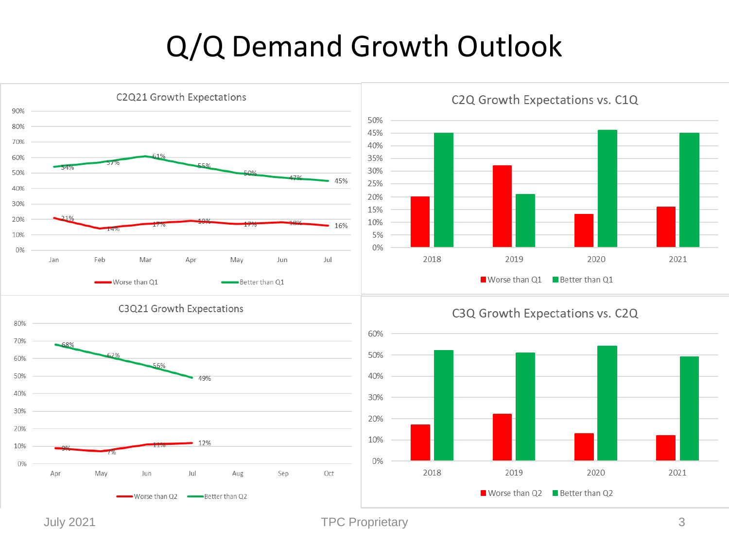# Q/Q Demand Growth Outlook

## C2Q21 Growth Expectations

| | Jan | Feb | Mar | Apr | May | Jun | Jul |
|---|---|---|---|---|---|---|---|
| Worse than Q1 | 21% | 14% | 17% | 19% | 17% | 18% | 16% |
| Better than Q1 | 54% | 57% | 61% | 55% | 50% | 47% | 45% |

## C2Q Growth Expectations vs. C1Q

| | 2018 | 2019 | 2020 | 2021 |
|---|---|---|---|---|
| Worse than Q1 | 20% | 32% | 13% | 16% |
| Better than Q1 | 45% | 21% | 46% | 45% |

## C3Q21 Growth Expectations

| | Apr | May | Jun | Jul | Aug | Sep | Oct |
|---|---|---|---|---|---|---|---|
| Worse than Q2 | 9% | 7% | 11% | 12% | | | |
| Better than Q2 | 68% | 62% | 56% | 49% | | | |

## C3Q Growth Expectations vs. C2Q

| | 2018 | 2019 | 2020 | 2021 |
|---|---|---|---|---|
| Worse than Q2 | 17% | 22% | 13% | 12% |
| Better than Q2 | 52% | 51% | 54% | 49% |

July 2021 TPC Proprietary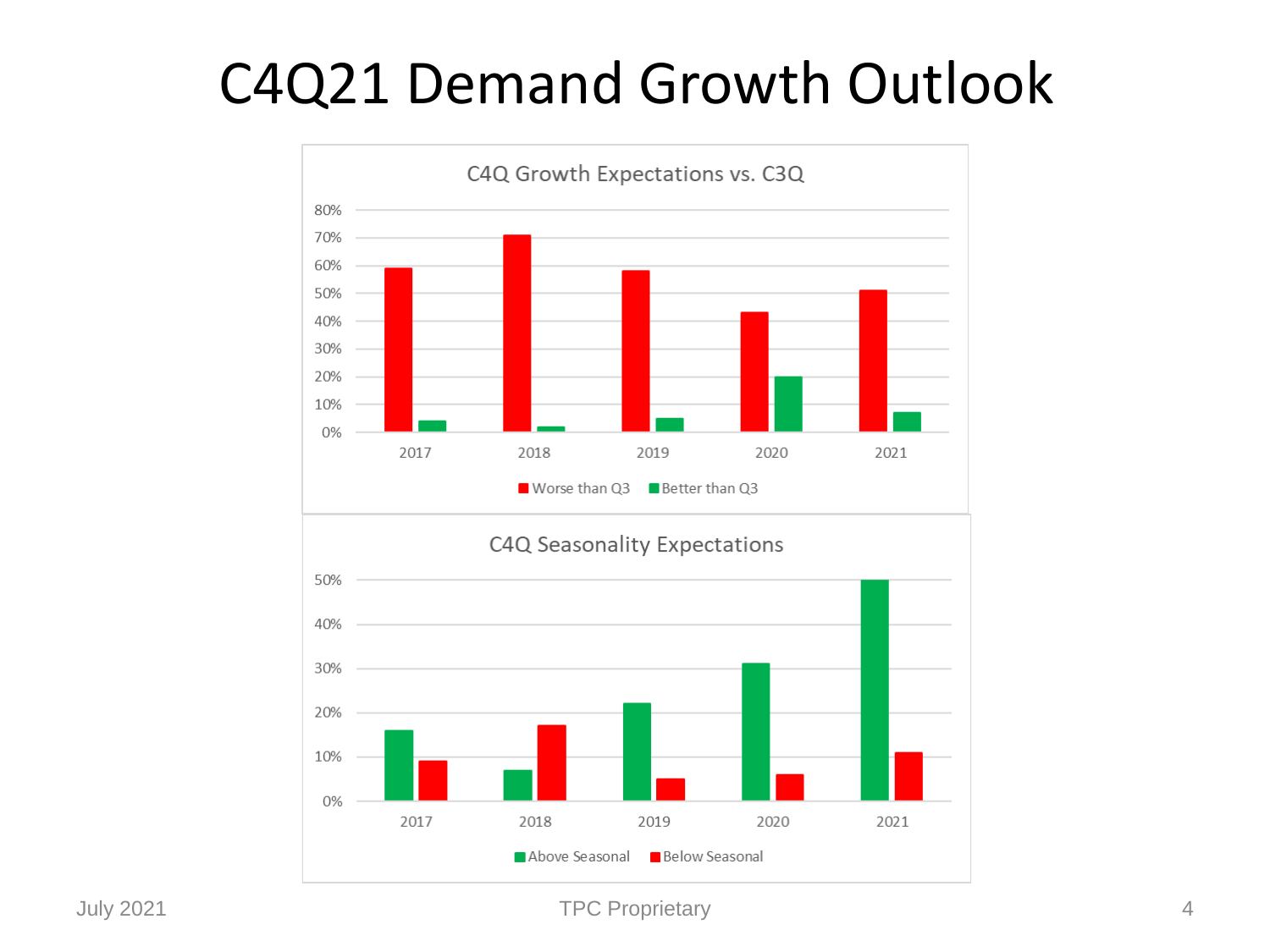# C4Q21 Demand Growth Outlook

C4Q Growth Expectations vs. C3Q

80%
70%
60%
50%
40%
30%
20%
10%
0%

2017 2018 2019 2020 2021

Worse than Q3 Better than Q3

C4Q Seasonality Expectations

50%
40%
30%
20%
10%
0%

2017 2018 2019 2020 2021

Above Seasonal Below Seasonal

July 2021 TPC Proprietary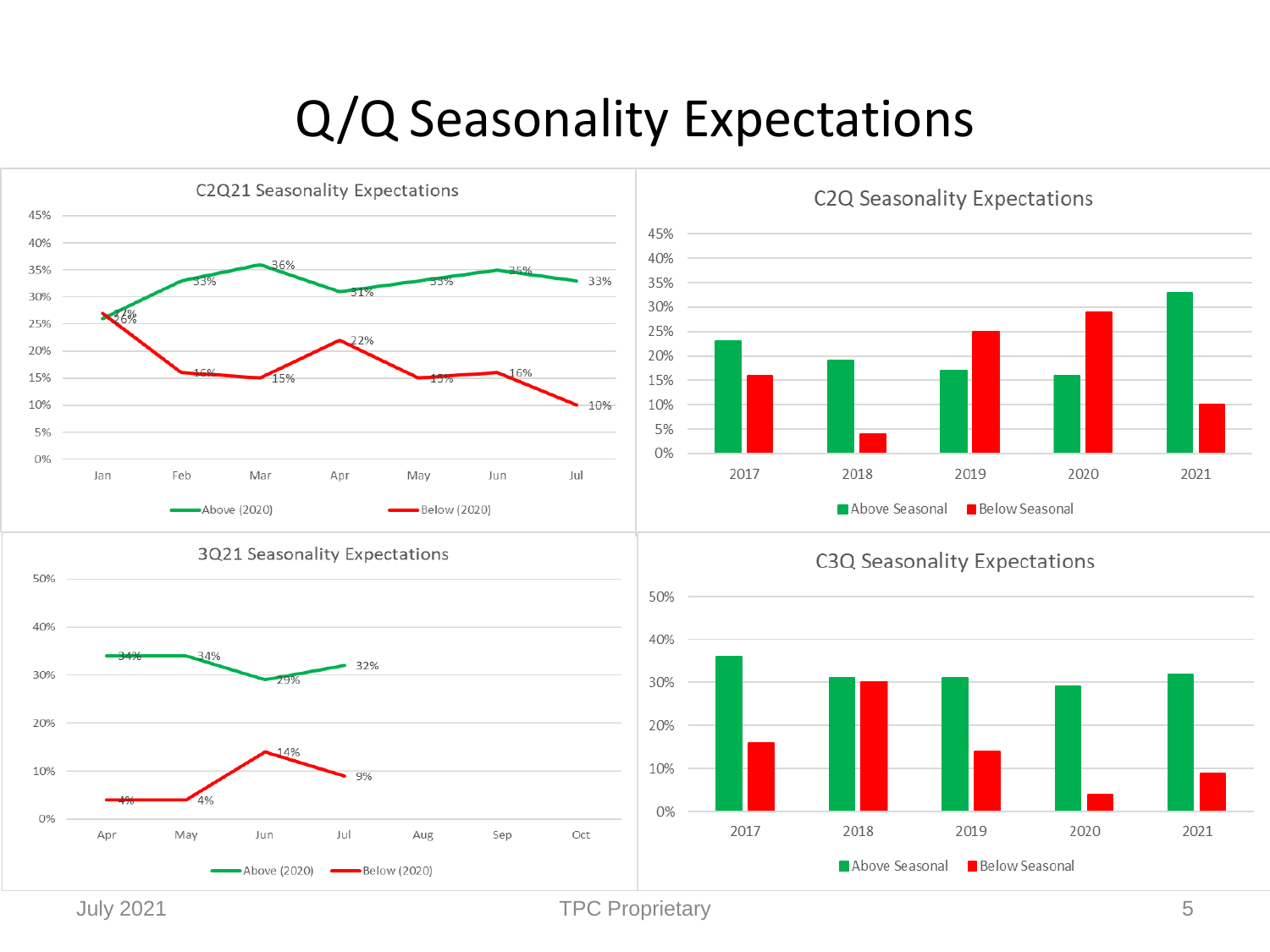# Q/Q Seasonality Expectations

### C2Q21 Seasonality Expectations

| | Jan | Feb | Mar | Apr | May | Jun | Jul |
|---|---|---|---|---|---|---|---|
| Above (2020) | 26% | 33% | 36% | 31% | 33% | 35% | 33% |
| Below (2020) | 27% | 16% | 15% | 22% | 15% | 16% | 10% |

### C2Q Seasonality Expectations

Legend: Above Seasonal, Below Seasonal

Years: 2017, 2018, 2019, 2020, 2021

### 3Q21 Seasonality Expectations

| | Apr | May | Jun | Jul | Aug | Sep | Oct |
|---|---|---|---|---|---|---|---|
| Above (2020) | 34% | 34% | 29% | 32% | | | |
| Below (2020) | 4% | 4% | 14% | 9% | | | |

### C3Q Seasonality Expectations

Legend: Above Seasonal, Below Seasonal

Years: 2017, 2018, 2019, 2020, 2021

July 2021

TPC Proprietary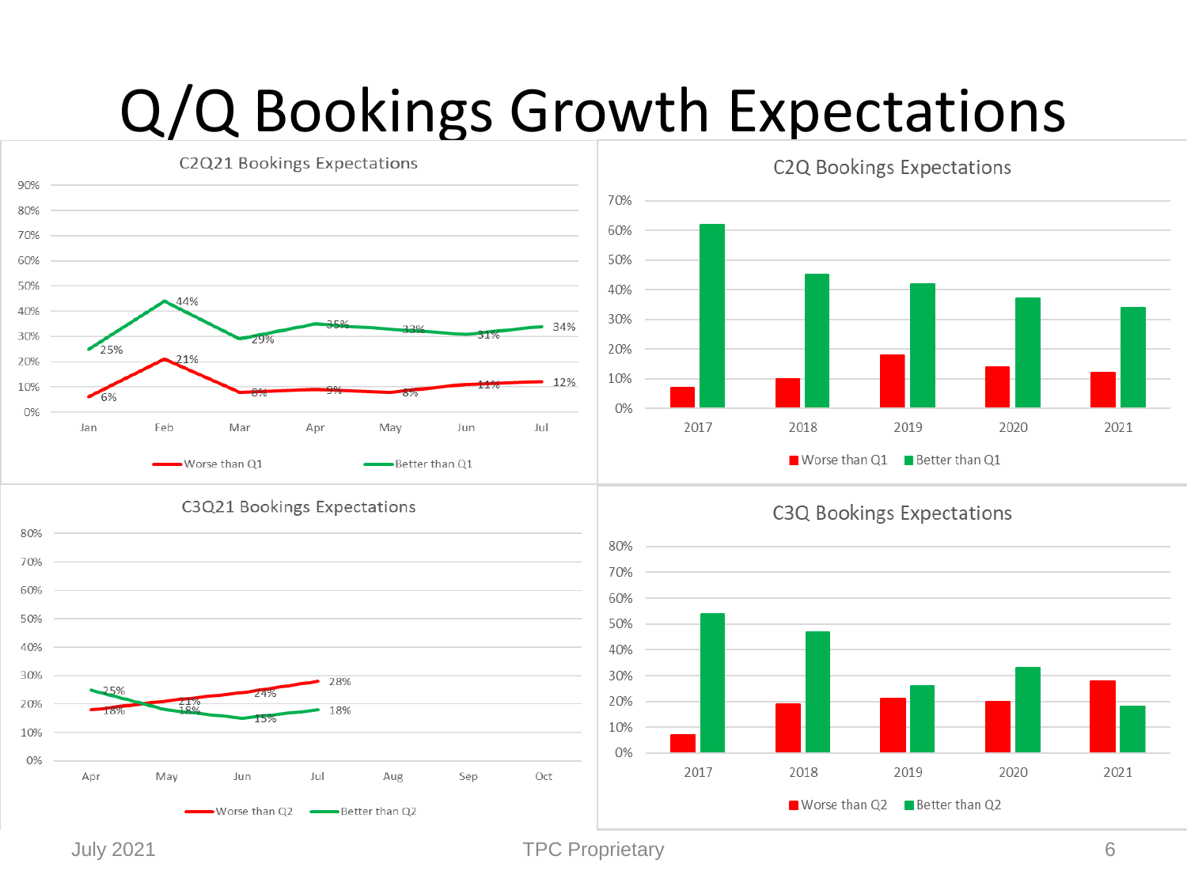# Q/Q Bookings Growth Expectations

**C2Q21 Bookings Expectations**

| | Jan | Feb | Mar | Apr | May | Jun | Jul |
|---|---|---|---|---|---|---|---|
| Worse than Q1 | 6% | 21% | 8% | 9% | 8% | 11% | 12% |
| Better than Q1 | 25% | 44% | 29% | 35% | 33% | 31% | 34% |

**C2Q Bookings Expectations**

| | 2017 | 2018 | 2019 | 2020 | 2021 |
|---|---|---|---|---|---|
| Worse than Q1 | | | | | |
| Better than Q1 | | | | | |

**C3Q21 Bookings Expectations**

| | Apr | May | Jun | Jul | Aug | Sep | Oct |
|---|---|---|---|---|---|---|---|
| Worse than Q2 | 18% | 21% | 24% | 28% | | | |
| Better than Q2 | 25% | 18% | 15% | 18% | | | |

**C3Q Bookings Expectations**

| | 2017 | 2018 | 2019 | 2020 | 2021 |
|---|---|---|---|---|---|
| Worse than Q2 | | | | | |
| Better than Q2 | | | | | |

July 2021 TPC Proprietary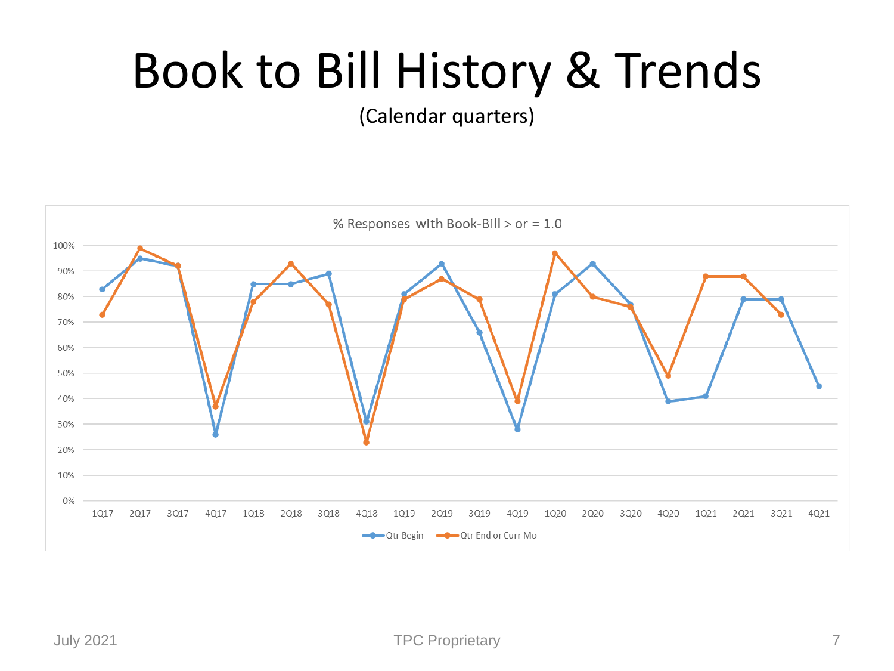# Book to Bill History & Trends

(Calendar quarters)

% Responses with Book-Bill > or = 1.0

| Quarter | Qtr Begin | Qtr End or Curr Mo |
|---|---|---|
| 1Q17 | 83% | 73% |
| 2Q17 | 95% | 99% |
| 3Q17 | 92% | 92% |
| 4Q17 | 26% | 37% |
| 1Q18 | 85% | 78% |
| 2Q18 | 85% | 93% |
| 3Q18 | 89% | 77% |
| 4Q18 | 31% | 23% |
| 1Q19 | 81% | 79% |
| 2Q19 | 93% | 87% |
| 3Q19 | 66% | 79% |
| 4Q19 | 28% | 39% |
| 1Q20 | 81% | 97% |
| 2Q20 | 93% | 80% |
| 3Q20 | 77% | 76% |
| 4Q20 | 39% | 49% |
| 1Q21 | 41% | 88% |
| 2Q21 | 79% | 88% |
| 3Q21 | 79% | 73% |
| 4Q21 | 45% | |

July 2021 TPC Proprietary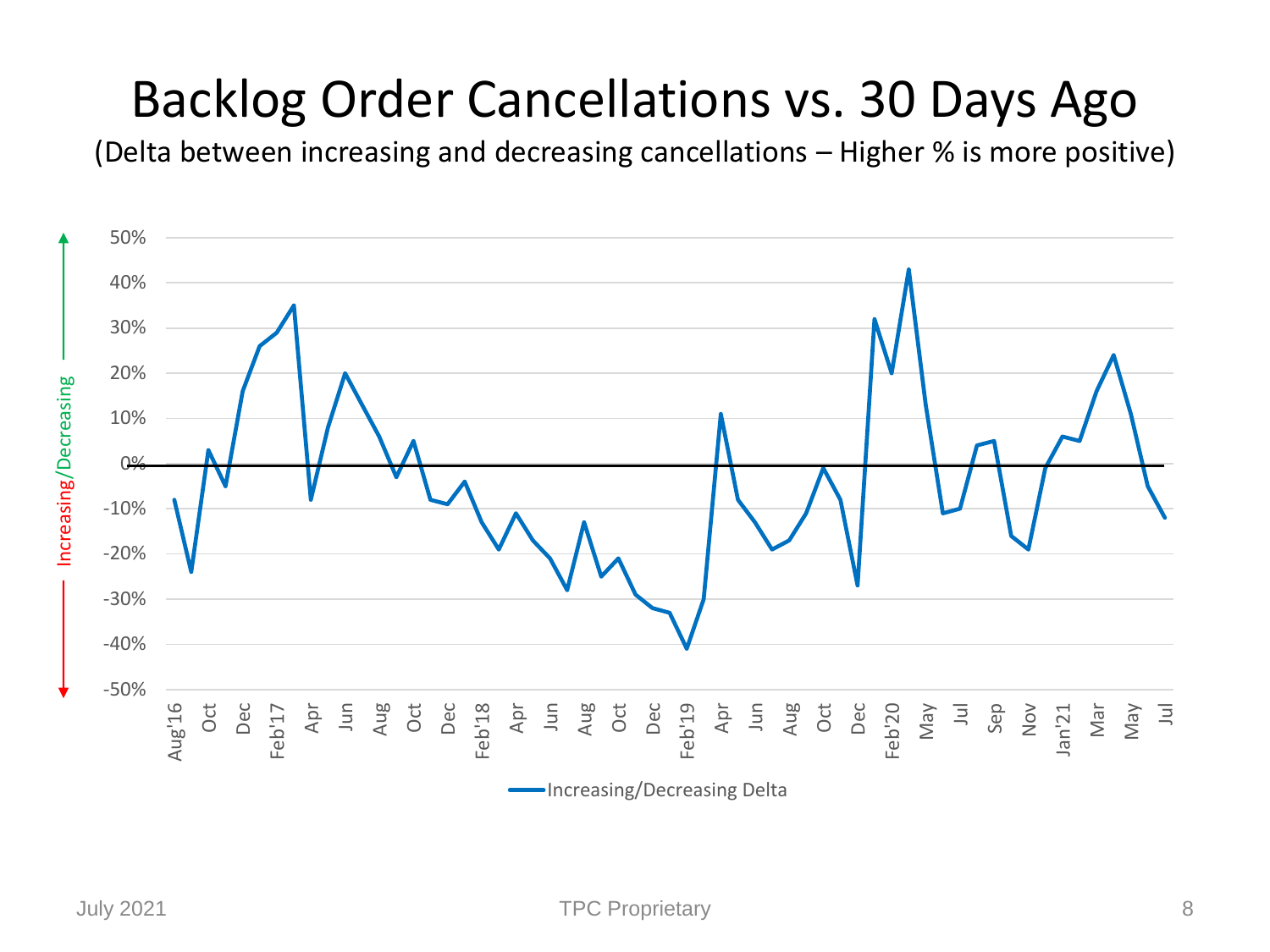# Backlog Order Cancellations vs. 30 Days Ago

(Delta between increasing and decreasing cancellations – Higher % is more positive)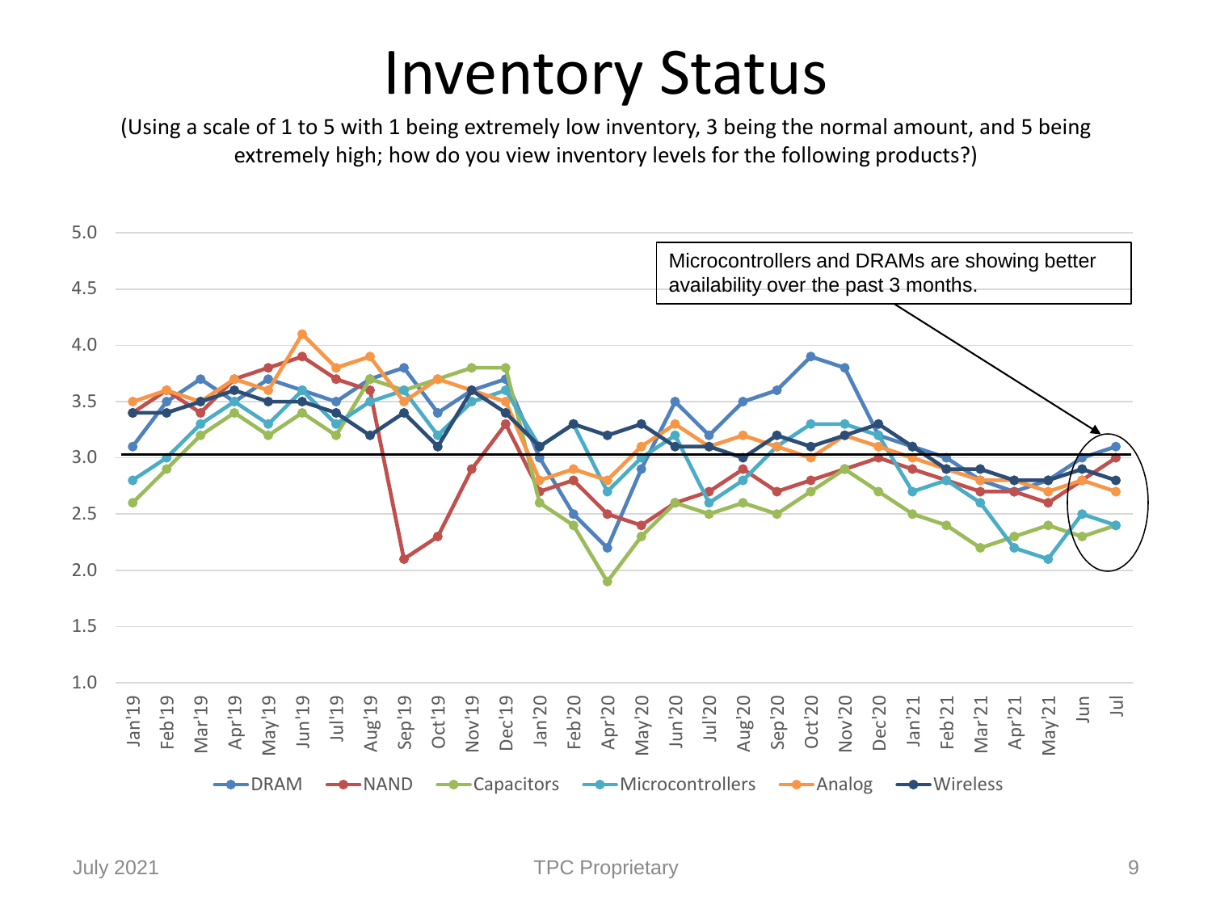# Inventory Status

(Using a scale of 1 to 5 with 1 being extremely low inventory, 3 being the normal amount, and 5 being extremely high; how do you view inventory levels for the following products?)

Microcontrollers and DRAMs are showing better availability over the past 3 months.

DRAM — NAND — Capacitors — Microcontrollers — Analog — Wireless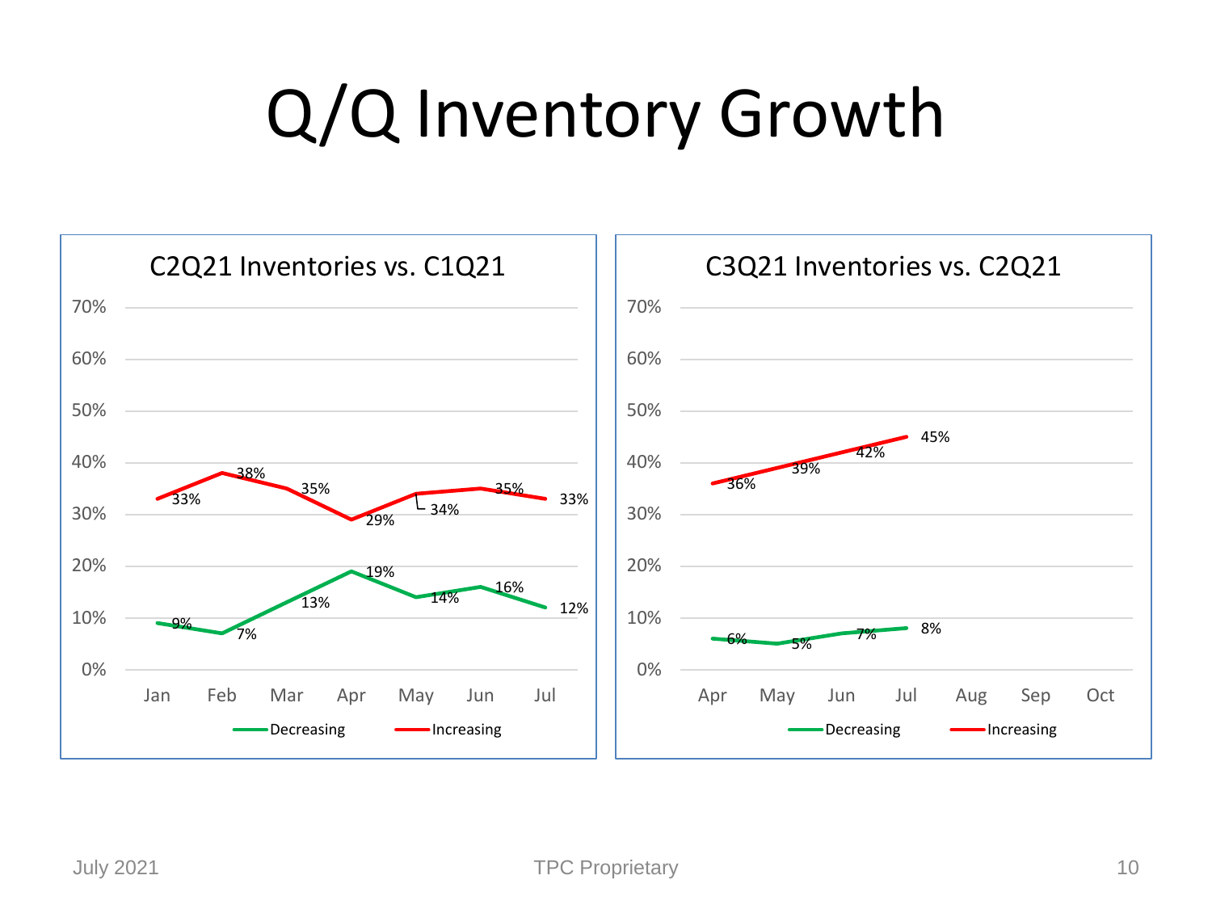# Q/Q Inventory Growth

**C2Q21 Inventories vs. C1Q21**

| | Jan | Feb | Mar | Apr | May | Jun | Jul |
|---|---|---|---|---|---|---|---|
| Decreasing | 9% | 7% | 13% | 19% | 14% | 16% | 12% |
| Increasing | 33% | 38% | 35% | 29% | 34% | 35% | 33% |

**C3Q21 Inventories vs. C2Q21**

| | Apr | May | Jun | Jul | Aug | Sep | Oct |
|---|---|---|---|---|---|---|---|
| Decreasing | 6% | 5% | 7% | 8% | | | |
| Increasing | 36% | 39% | 42% | 45% | | | |

July 2021

TPC Proprietary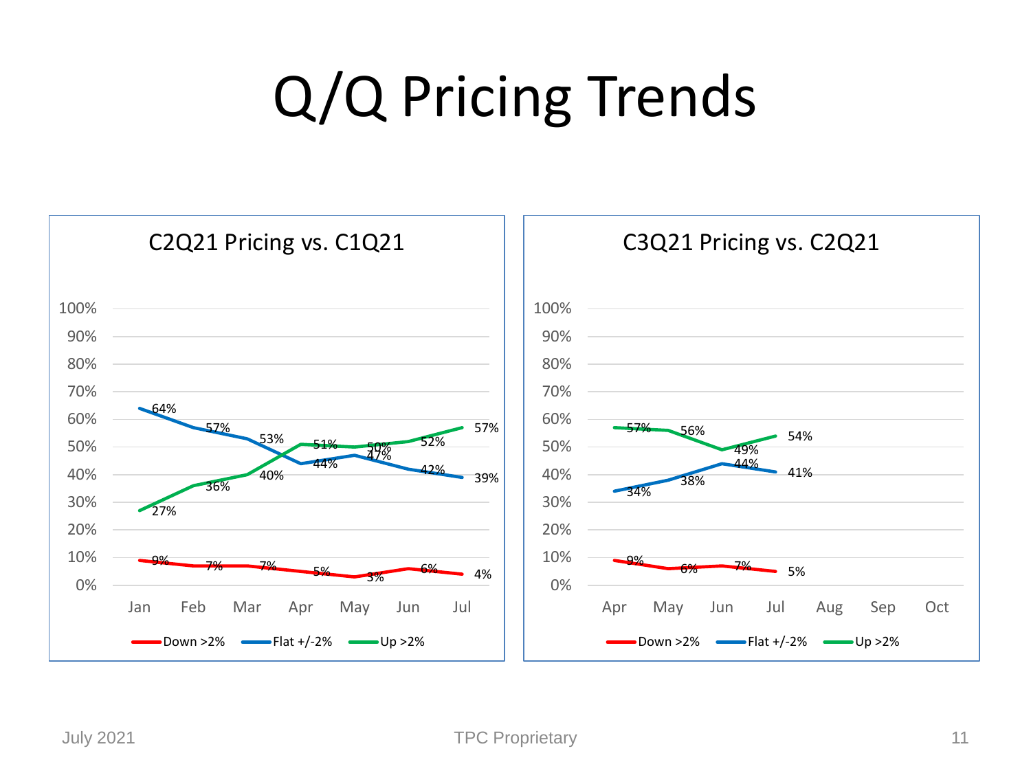# Q/Q Pricing Trends

## C2Q21 Pricing vs. C1Q21

| Month | Down >2% | Flat +/-2% | Up >2% |
|---|---|---|---|
| Jan | 9% | 64% | 27% |
| Feb | 7% | 57% | 36% |
| Mar | 7% | 53% | 40% |
| Apr | 5% | 44% | 51% |
| May | 3% | 47% | 50% |
| Jun | 6% | 42% | 52% |
| Jul | 4% | 39% | 57% |

## C3Q21 Pricing vs. C2Q21

| Month | Down >2% | Flat +/-2% | Up >2% |
|---|---|---|---|
| Apr | 9% | 34% | 57% |
| May | 6% | 38% | 56% |
| Jun | 7% | 44% | 49% |
| Jul | 5% | 41% | 54% |
| Aug | | | |
| Sep | | | |
| Oct | | | |

July 2021

TPC Proprietary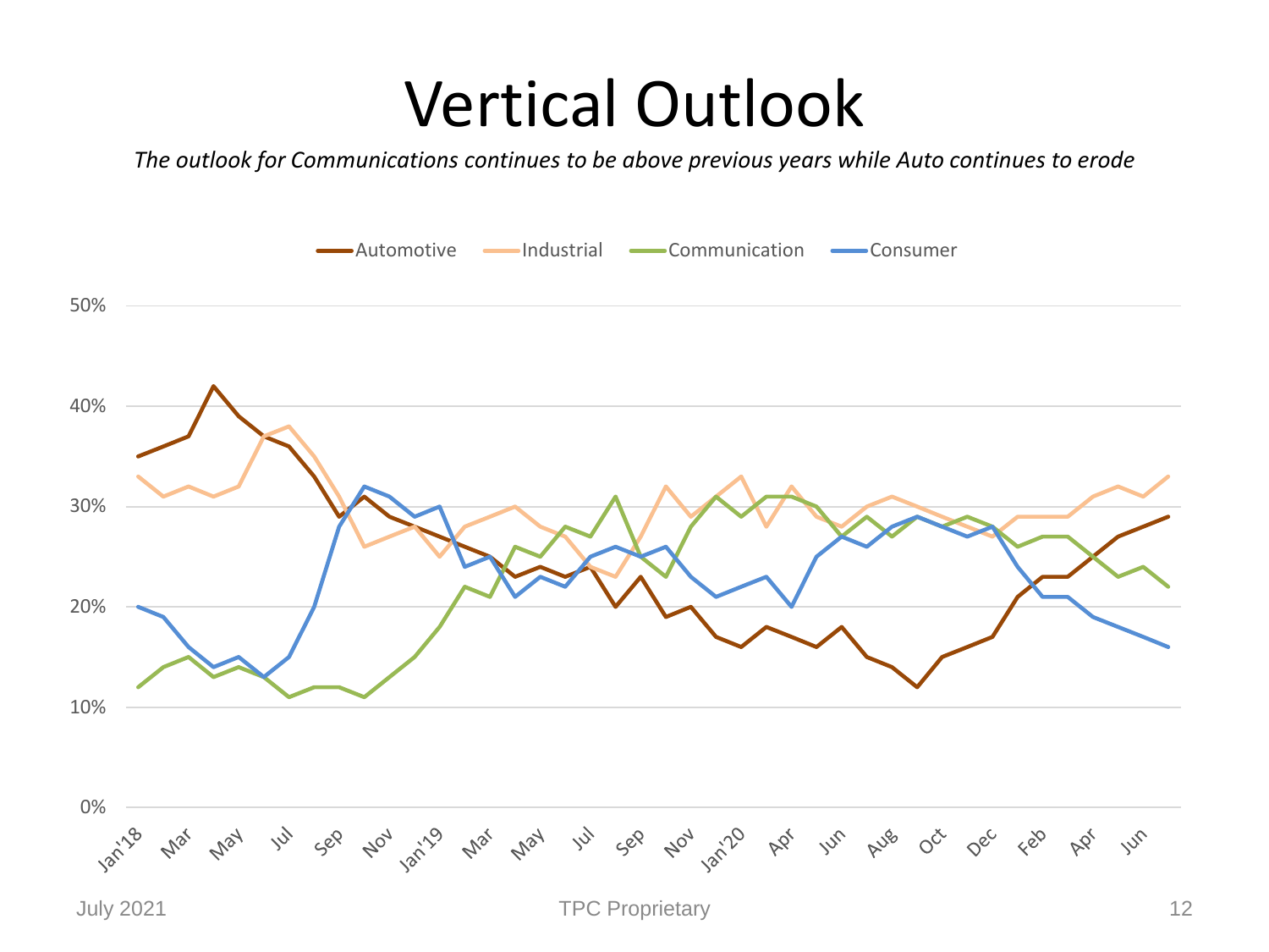# Vertical Outlook

*The outlook for Communications continues to be above previous years while Auto continues to erode*

Automotive
Industrial
Communication
Consumer

50%
40%
30%
20%
10%
0%

Jan'18
Mar
May
Jul
Sep
Nov
Jan'19
Mar
May
Jul
Sep
Nov
Jan'20
Apr
Jun
Aug
Oct
Dec
Feb
Apr
Jun